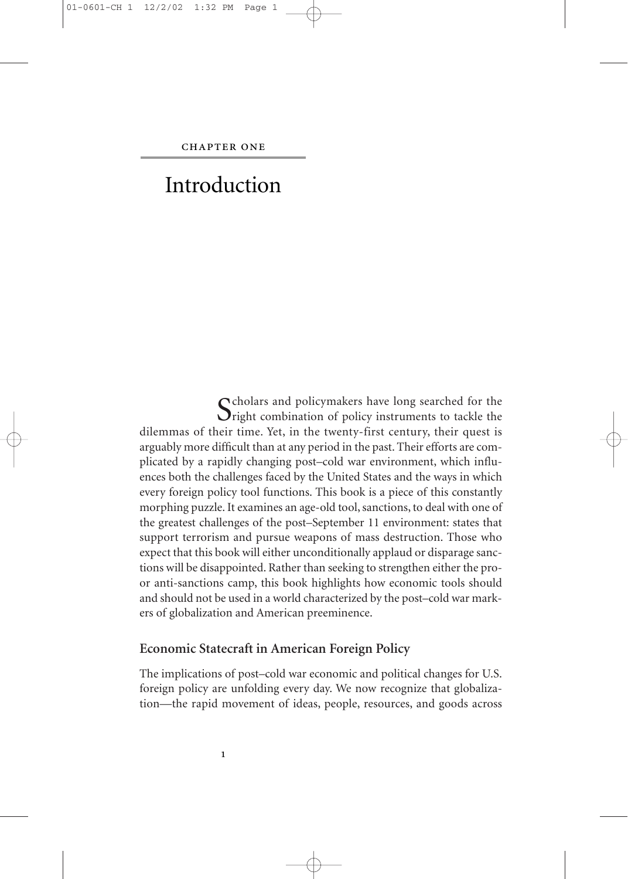# CHAPTER ONE

# Introduction

Scholars and policymakers have long searched for the right combination of policy instruments to tackle the dilemmas of their time. Yet, in the twenty-first century, their quest is arguably more difficult than at any period in the past. Their efforts are complicated by a rapidly changing post–cold war environment, which influences both the challenges faced by the United States and the ways in which every foreign policy tool functions. This book is a piece of this constantly morphing puzzle. It examines an age-old tool, sanctions, to deal with one of the greatest challenges of the post–September 11 environment: states that support terrorism and pursue weapons of mass destruction. Those who expect that this book will either unconditionally applaud or disparage sanctions will be disappointed. Rather than seeking to strengthen either the pro- or anti-sanctions camp, this book highlights how economic tools should and should not be used in a world characterized by the post–cold war markers of globalization and American preeminence.

## Economic Statecraft in American Foreign Policy

The implications of post–cold war economic and political changes for U.S. foreign policy are unfolding every day. We now recognize that globalization—the rapid movement of ideas, people, resources, and goods across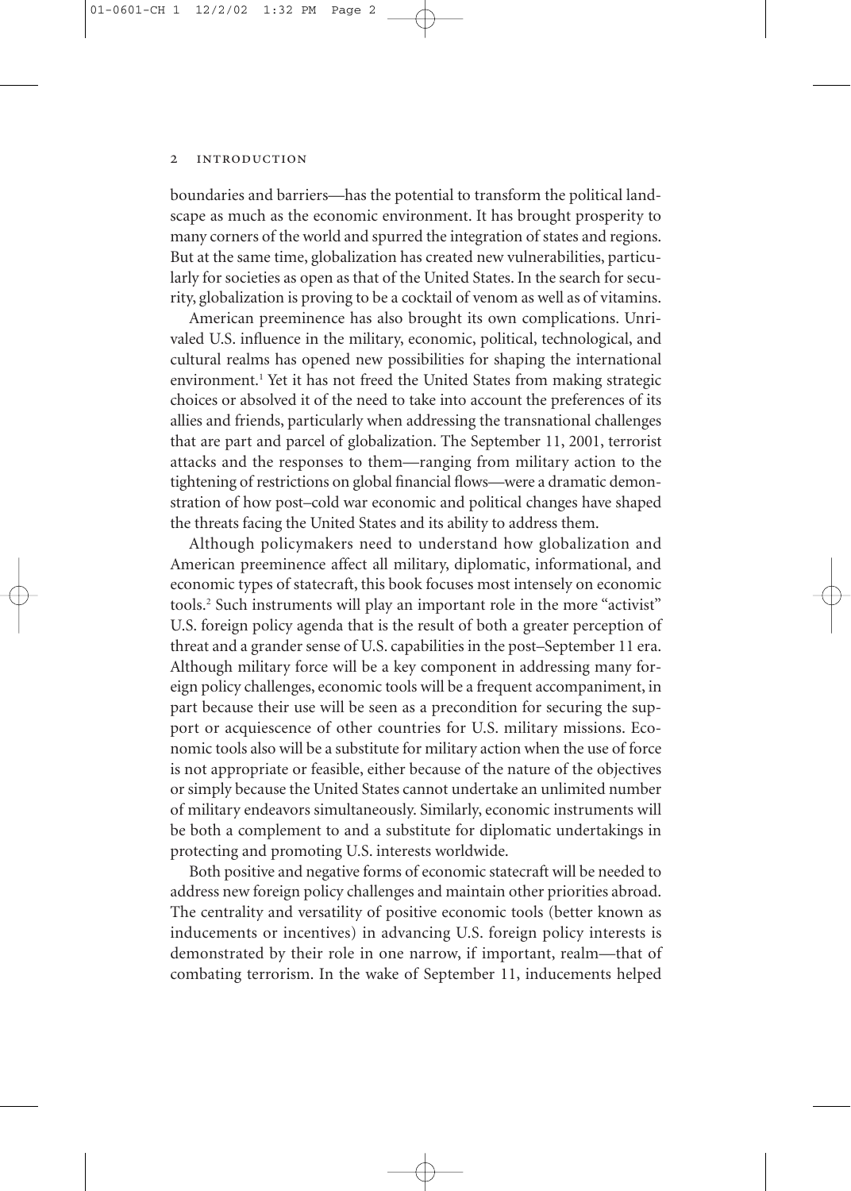boundaries and barriers—has the potential to transform the political landscape as much as the economic environment. It has brought prosperity to many corners of the world and spurred the integration of states and regions. But at the same time, globalization has created new vulnerabilities, particularly for societies as open as that of the United States. In the search for security, globalization is proving to be a cocktail of venom as well as of vitamins.

American preeminence has also brought its own complications. Unrivaled U.S. influence in the military, economic, political, technological, and cultural realms has opened new possibilities for shaping the international environment.[1] Yet it has not freed the United States from making strategic choices or absolved it of the need to take into account the preferences of its allies and friends, particularly when addressing the transnational challenges that are part and parcel of globalization. The September 11, 2001, terrorist attacks and the responses to them—ranging from military action to the tightening of restrictions on global financial flows—were a dramatic demonstration of how post–cold war economic and political changes have shaped the threats facing the United States and its ability to address them.

Although policymakers need to understand how globalization and American preeminence affect all military, diplomatic, informational, and economic types of statecraft, this book focuses most intensely on economic tools.[2] Such instruments will play an important role in the more "activist" U.S. foreign policy agenda that is the result of both a greater perception of threat and a grander sense of U.S. capabilities in the post–September 11 era. Although military force will be a key component in addressing many foreign policy challenges, economic tools will be a frequent accompaniment, in part because their use will be seen as a precondition for securing the support or acquiescence of other countries for U.S. military missions. Economic tools also will be a substitute for military action when the use of force is not appropriate or feasible, either because of the nature of the objectives or simply because the United States cannot undertake an unlimited number of military endeavors simultaneously. Similarly, economic instruments will be both a complement to and a substitute for diplomatic undertakings in protecting and promoting U.S. interests worldwide.

Both positive and negative forms of economic statecraft will be needed to address new foreign policy challenges and maintain other priorities abroad. The centrality and versatility of positive economic tools (better known as inducements or incentives) in advancing U.S. foreign policy interests is demonstrated by their role in one narrow, if important, realm—that of combating terrorism. In the wake of September 11, inducements helped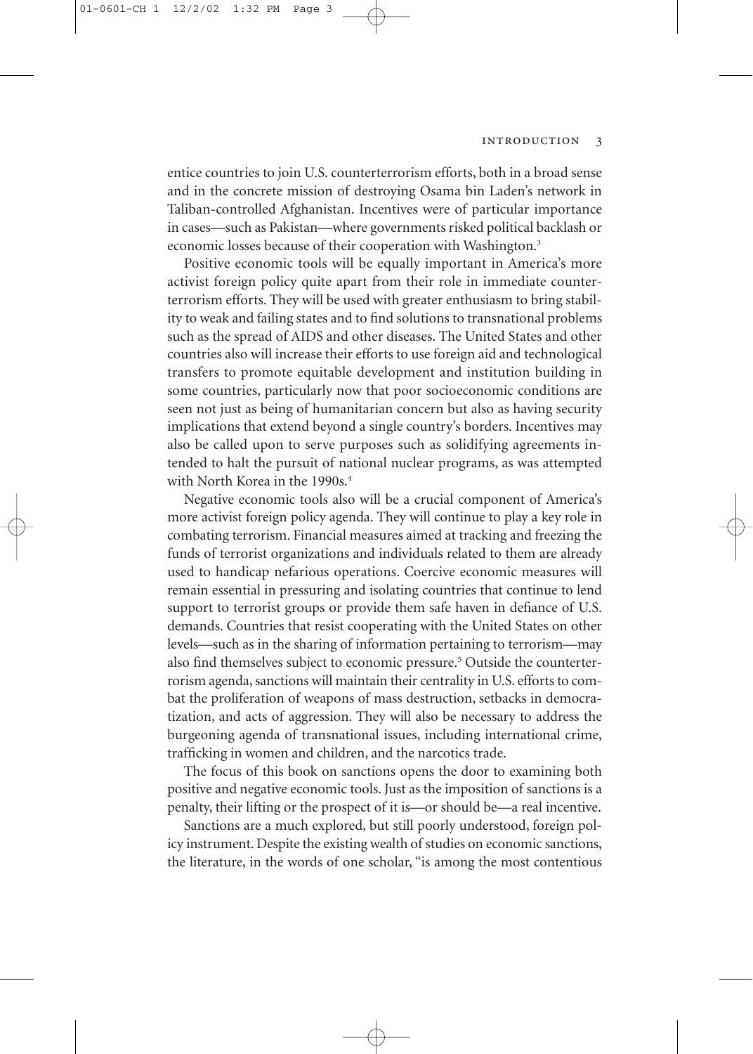entice countries to join U.S. counterterrorism efforts, both in a broad sense and in the concrete mission of destroying Osama bin Laden's network in Taliban-controlled Afghanistan. Incentives were of particular importance in cases—such as Pakistan—where governments risked political backlash or economic losses because of their cooperation with Washington.[3]

Positive economic tools will be equally important in America's more activist foreign policy quite apart from their role in immediate counterterrorism efforts. They will be used with greater enthusiasm to bring stability to weak and failing states and to find solutions to transnational problems such as the spread of AIDS and other diseases. The United States and other countries also will increase their efforts to use foreign aid and technological transfers to promote equitable development and institution building in some countries, particularly now that poor socioeconomic conditions are seen not just as being of humanitarian concern but also as having security implications that extend beyond a single country's borders. Incentives may also be called upon to serve purposes such as solidifying agreements intended to halt the pursuit of national nuclear programs, as was attempted with North Korea in the 1990s.[4]

Negative economic tools also will be a crucial component of America's more activist foreign policy agenda. They will continue to play a key role in combating terrorism. Financial measures aimed at tracking and freezing the funds of terrorist organizations and individuals related to them are already used to handicap nefarious operations. Coercive economic measures will remain essential in pressuring and isolating countries that continue to lend support to terrorist groups or provide them safe haven in defiance of U.S. demands. Countries that resist cooperating with the United States on other levels—such as in the sharing of information pertaining to terrorism—may also find themselves subject to economic pressure.[5] Outside the counterterrorism agenda, sanctions will maintain their centrality in U.S. efforts to combat the proliferation of weapons of mass destruction, setbacks in democratization, and acts of aggression. They will also be necessary to address the burgeoning agenda of transnational issues, including international crime, trafficking in women and children, and the narcotics trade.

The focus of this book on sanctions opens the door to examining both positive and negative economic tools. Just as the imposition of sanctions is a penalty, their lifting or the prospect of it is—or should be—a real incentive.

Sanctions are a much explored, but still poorly understood, foreign policy instrument. Despite the existing wealth of studies on economic sanctions, the literature, in the words of one scholar, "is among the most contentious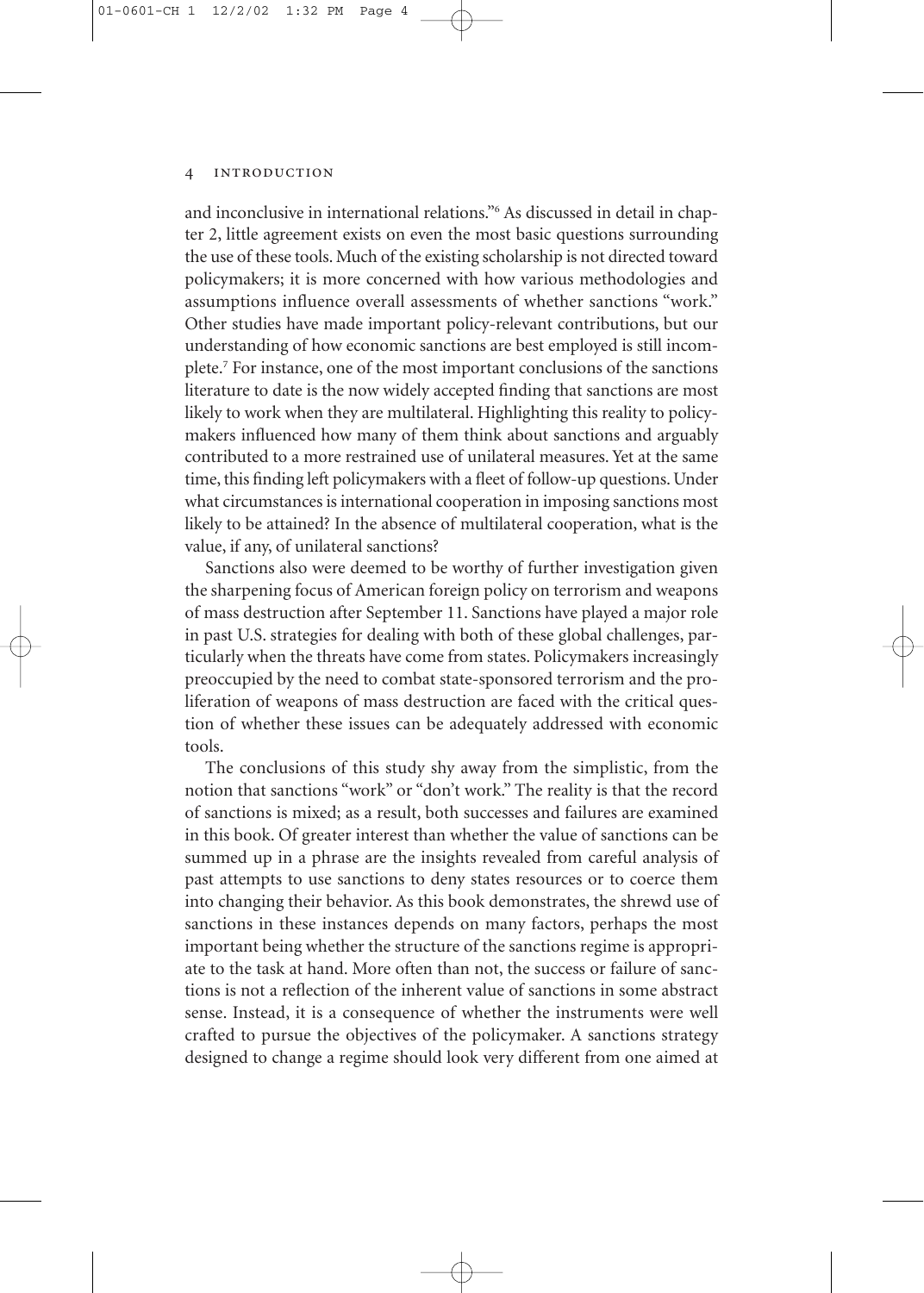and inconclusive in international relations."[6] As discussed in detail in chapter 2, little agreement exists on even the most basic questions surrounding the use of these tools. Much of the existing scholarship is not directed toward policymakers; it is more concerned with how various methodologies and assumptions influence overall assessments of whether sanctions "work." Other studies have made important policy-relevant contributions, but our understanding of how economic sanctions are best employed is still incomplete.[7] For instance, one of the most important conclusions of the sanctions literature to date is the now widely accepted finding that sanctions are most likely to work when they are multilateral. Highlighting this reality to policymakers influenced how many of them think about sanctions and arguably contributed to a more restrained use of unilateral measures. Yet at the same time, this finding left policymakers with a fleet of follow-up questions. Under what circumstances is international cooperation in imposing sanctions most likely to be attained? In the absence of multilateral cooperation, what is the value, if any, of unilateral sanctions?

Sanctions also were deemed to be worthy of further investigation given the sharpening focus of American foreign policy on terrorism and weapons of mass destruction after September 11. Sanctions have played a major role in past U.S. strategies for dealing with both of these global challenges, particularly when the threats have come from states. Policymakers increasingly preoccupied by the need to combat state-sponsored terrorism and the proliferation of weapons of mass destruction are faced with the critical question of whether these issues can be adequately addressed with economic tools.

The conclusions of this study shy away from the simplistic, from the notion that sanctions "work" or "don't work." The reality is that the record of sanctions is mixed; as a result, both successes and failures are examined in this book. Of greater interest than whether the value of sanctions can be summed up in a phrase are the insights revealed from careful analysis of past attempts to use sanctions to deny states resources or to coerce them into changing their behavior. As this book demonstrates, the shrewd use of sanctions in these instances depends on many factors, perhaps the most important being whether the structure of the sanctions regime is appropriate to the task at hand. More often than not, the success or failure of sanctions is not a reflection of the inherent value of sanctions in some abstract sense. Instead, it is a consequence of whether the instruments were well crafted to pursue the objectives of the policymaker. A sanctions strategy designed to change a regime should look very different from one aimed at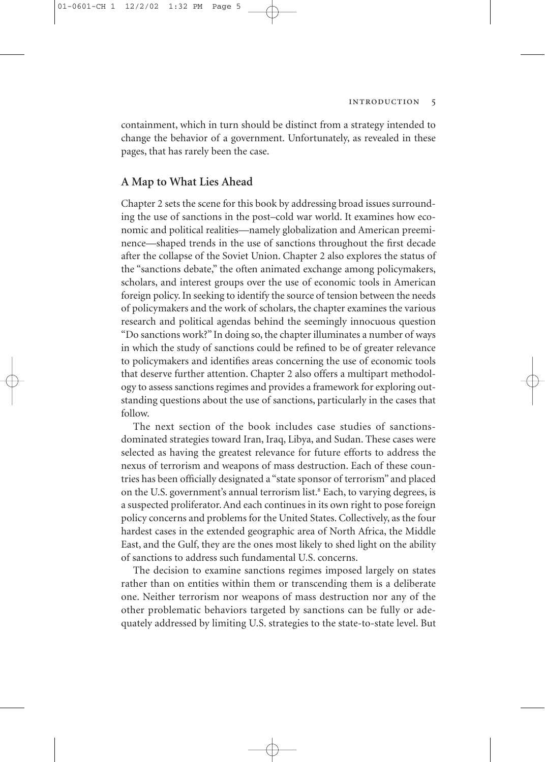containment, which in turn should be distinct from a strategy intended to change the behavior of a government. Unfortunately, as revealed in these pages, that has rarely been the case.

## A Map to What Lies Ahead

Chapter 2 sets the scene for this book by addressing broad issues surrounding the use of sanctions in the post–cold war world. It examines how economic and political realities—namely globalization and American preeminence—shaped trends in the use of sanctions throughout the first decade after the collapse of the Soviet Union. Chapter 2 also explores the status of the "sanctions debate," the often animated exchange among policymakers, scholars, and interest groups over the use of economic tools in American foreign policy. In seeking to identify the source of tension between the needs of policymakers and the work of scholars, the chapter examines the various research and political agendas behind the seemingly innocuous question "Do sanctions work?" In doing so, the chapter illuminates a number of ways in which the study of sanctions could be refined to be of greater relevance to policymakers and identifies areas concerning the use of economic tools that deserve further attention. Chapter 2 also offers a multipart methodology to assess sanctions regimes and provides a framework for exploring outstanding questions about the use of sanctions, particularly in the cases that follow.

The next section of the book includes case studies of sanctions-dominated strategies toward Iran, Iraq, Libya, and Sudan. These cases were selected as having the greatest relevance for future efforts to address the nexus of terrorism and weapons of mass destruction. Each of these countries has been officially designated a "state sponsor of terrorism" and placed on the U.S. government's annual terrorism list.[8] Each, to varying degrees, is a suspected proliferator. And each continues in its own right to pose foreign policy concerns and problems for the United States. Collectively, as the four hardest cases in the extended geographic area of North Africa, the Middle East, and the Gulf, they are the ones most likely to shed light on the ability of sanctions to address such fundamental U.S. concerns.

The decision to examine sanctions regimes imposed largely on states rather than on entities within them or transcending them is a deliberate one. Neither terrorism nor weapons of mass destruction nor any of the other problematic behaviors targeted by sanctions can be fully or adequately addressed by limiting U.S. strategies to the state-to-state level. But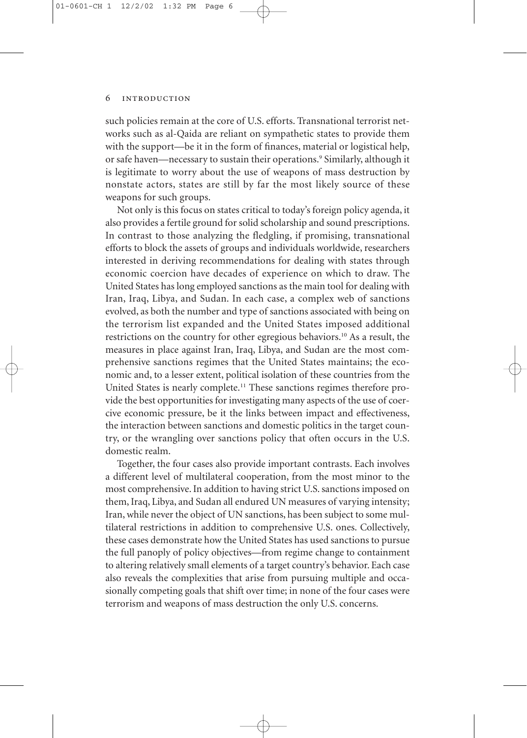such policies remain at the core of U.S. efforts. Transnational terrorist networks such as al-Qaida are reliant on sympathetic states to provide them with the support—be it in the form of finances, material or logistical help, or safe haven—necessary to sustain their operations.[9] Similarly, although it is legitimate to worry about the use of weapons of mass destruction by nonstate actors, states are still by far the most likely source of these weapons for such groups.

Not only is this focus on states critical to today's foreign policy agenda, it also provides a fertile ground for solid scholarship and sound prescriptions. In contrast to those analyzing the fledgling, if promising, transnational efforts to block the assets of groups and individuals worldwide, researchers interested in deriving recommendations for dealing with states through economic coercion have decades of experience on which to draw. The United States has long employed sanctions as the main tool for dealing with Iran, Iraq, Libya, and Sudan. In each case, a complex web of sanctions evolved, as both the number and type of sanctions associated with being on the terrorism list expanded and the United States imposed additional restrictions on the country for other egregious behaviors.[10] As a result, the measures in place against Iran, Iraq, Libya, and Sudan are the most comprehensive sanctions regimes that the United States maintains; the economic and, to a lesser extent, political isolation of these countries from the United States is nearly complete.[11] These sanctions regimes therefore provide the best opportunities for investigating many aspects of the use of coercive economic pressure, be it the links between impact and effectiveness, the interaction between sanctions and domestic politics in the target country, or the wrangling over sanctions policy that often occurs in the U.S. domestic realm.

Together, the four cases also provide important contrasts. Each involves a different level of multilateral cooperation, from the most minor to the most comprehensive. In addition to having strict U.S. sanctions imposed on them, Iraq, Libya, and Sudan all endured UN measures of varying intensity; Iran, while never the object of UN sanctions, has been subject to some multilateral restrictions in addition to comprehensive U.S. ones. Collectively, these cases demonstrate how the United States has used sanctions to pursue the full panoply of policy objectives—from regime change to containment to altering relatively small elements of a target country's behavior. Each case also reveals the complexities that arise from pursuing multiple and occasionally competing goals that shift over time; in none of the four cases were terrorism and weapons of mass destruction the only U.S. concerns.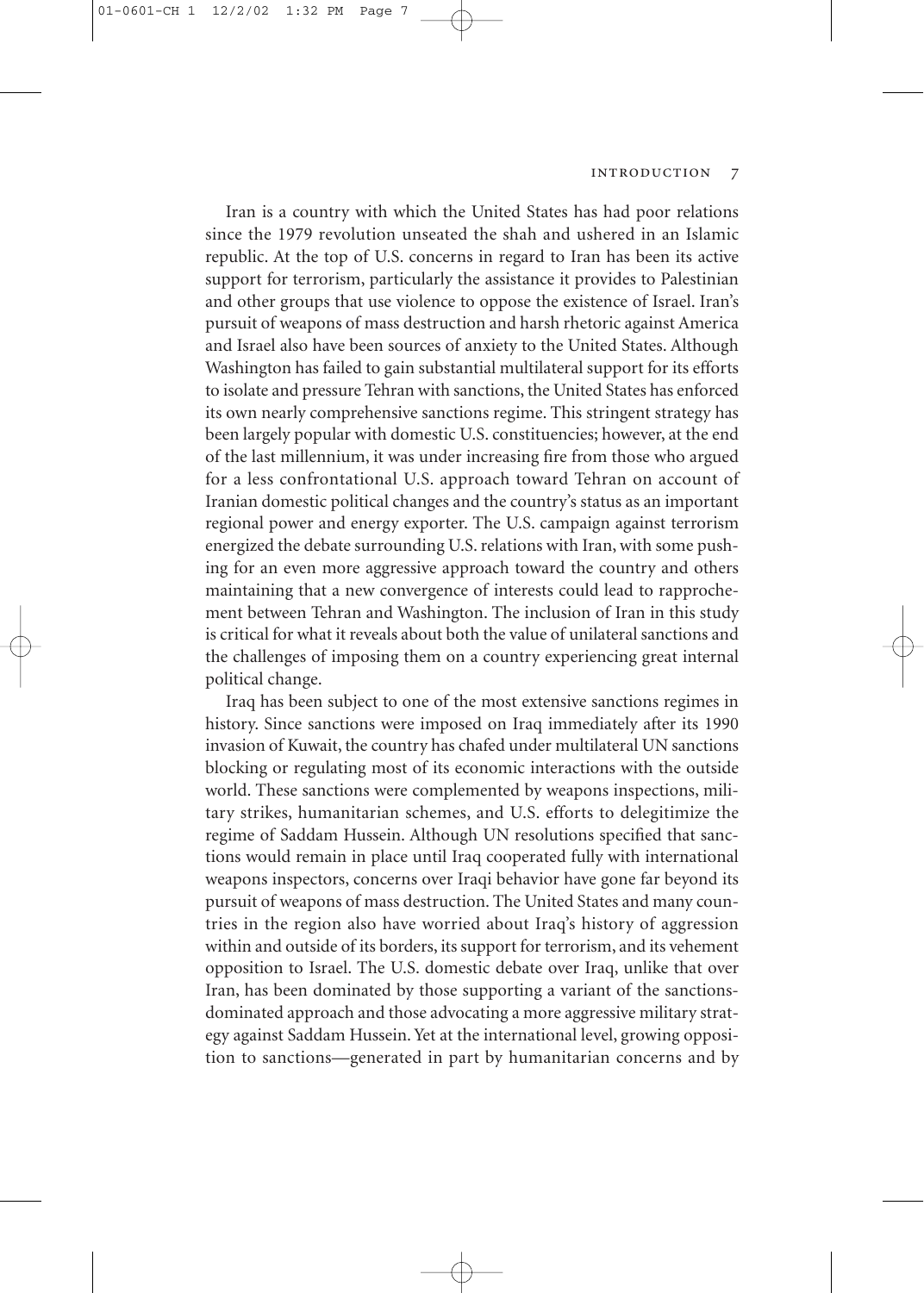Iran is a country with which the United States has had poor relations since the 1979 revolution unseated the shah and ushered in an Islamic republic. At the top of U.S. concerns in regard to Iran has been its active support for terrorism, particularly the assistance it provides to Palestinian and other groups that use violence to oppose the existence of Israel. Iran's pursuit of weapons of mass destruction and harsh rhetoric against America and Israel also have been sources of anxiety to the United States. Although Washington has failed to gain substantial multilateral support for its efforts to isolate and pressure Tehran with sanctions, the United States has enforced its own nearly comprehensive sanctions regime. This stringent strategy has been largely popular with domestic U.S. constituencies; however, at the end of the last millennium, it was under increasing fire from those who argued for a less confrontational U.S. approach toward Tehran on account of Iranian domestic political changes and the country's status as an important regional power and energy exporter. The U.S. campaign against terrorism energized the debate surrounding U.S. relations with Iran, with some pushing for an even more aggressive approach toward the country and others maintaining that a new convergence of interests could lead to rapprochement between Tehran and Washington. The inclusion of Iran in this study is critical for what it reveals about both the value of unilateral sanctions and the challenges of imposing them on a country experiencing great internal political change.

Iraq has been subject to one of the most extensive sanctions regimes in history. Since sanctions were imposed on Iraq immediately after its 1990 invasion of Kuwait, the country has chafed under multilateral UN sanctions blocking or regulating most of its economic interactions with the outside world. These sanctions were complemented by weapons inspections, military strikes, humanitarian schemes, and U.S. efforts to delegitimize the regime of Saddam Hussein. Although UN resolutions specified that sanctions would remain in place until Iraq cooperated fully with international weapons inspectors, concerns over Iraqi behavior have gone far beyond its pursuit of weapons of mass destruction. The United States and many countries in the region also have worried about Iraq's history of aggression within and outside of its borders, its support for terrorism, and its vehement opposition to Israel. The U.S. domestic debate over Iraq, unlike that over Iran, has been dominated by those supporting a variant of the sanctions-dominated approach and those advocating a more aggressive military strategy against Saddam Hussein. Yet at the international level, growing opposition to sanctions—generated in part by humanitarian concerns and by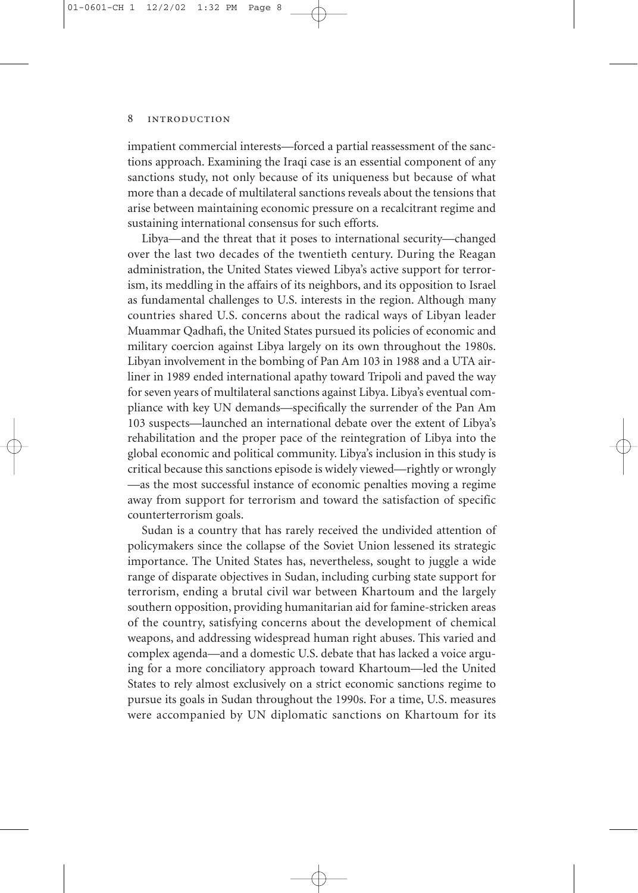impatient commercial interests—forced a partial reassessment of the sanctions approach. Examining the Iraqi case is an essential component of any sanctions study, not only because of its uniqueness but because of what more than a decade of multilateral sanctions reveals about the tensions that arise between maintaining economic pressure on a recalcitrant regime and sustaining international consensus for such efforts.

Libya—and the threat that it poses to international security—changed over the last two decades of the twentieth century. During the Reagan administration, the United States viewed Libya's active support for terrorism, its meddling in the affairs of its neighbors, and its opposition to Israel as fundamental challenges to U.S. interests in the region. Although many countries shared U.S. concerns about the radical ways of Libyan leader Muammar Qadhafi, the United States pursued its policies of economic and military coercion against Libya largely on its own throughout the 1980s. Libyan involvement in the bombing of Pan Am 103 in 1988 and a UTA airliner in 1989 ended international apathy toward Tripoli and paved the way for seven years of multilateral sanctions against Libya. Libya's eventual compliance with key UN demands—specifically the surrender of the Pan Am 103 suspects—launched an international debate over the extent of Libya's rehabilitation and the proper pace of the reintegration of Libya into the global economic and political community. Libya's inclusion in this study is critical because this sanctions episode is widely viewed—rightly or wrongly—as the most successful instance of economic penalties moving a regime away from support for terrorism and toward the satisfaction of specific counterterrorism goals.

Sudan is a country that has rarely received the undivided attention of policymakers since the collapse of the Soviet Union lessened its strategic importance. The United States has, nevertheless, sought to juggle a wide range of disparate objectives in Sudan, including curbing state support for terrorism, ending a brutal civil war between Khartoum and the largely southern opposition, providing humanitarian aid for famine-stricken areas of the country, satisfying concerns about the development of chemical weapons, and addressing widespread human right abuses. This varied and complex agenda—and a domestic U.S. debate that has lacked a voice arguing for a more conciliatory approach toward Khartoum—led the United States to rely almost exclusively on a strict economic sanctions regime to pursue its goals in Sudan throughout the 1990s. For a time, U.S. measures were accompanied by UN diplomatic sanctions on Khartoum for its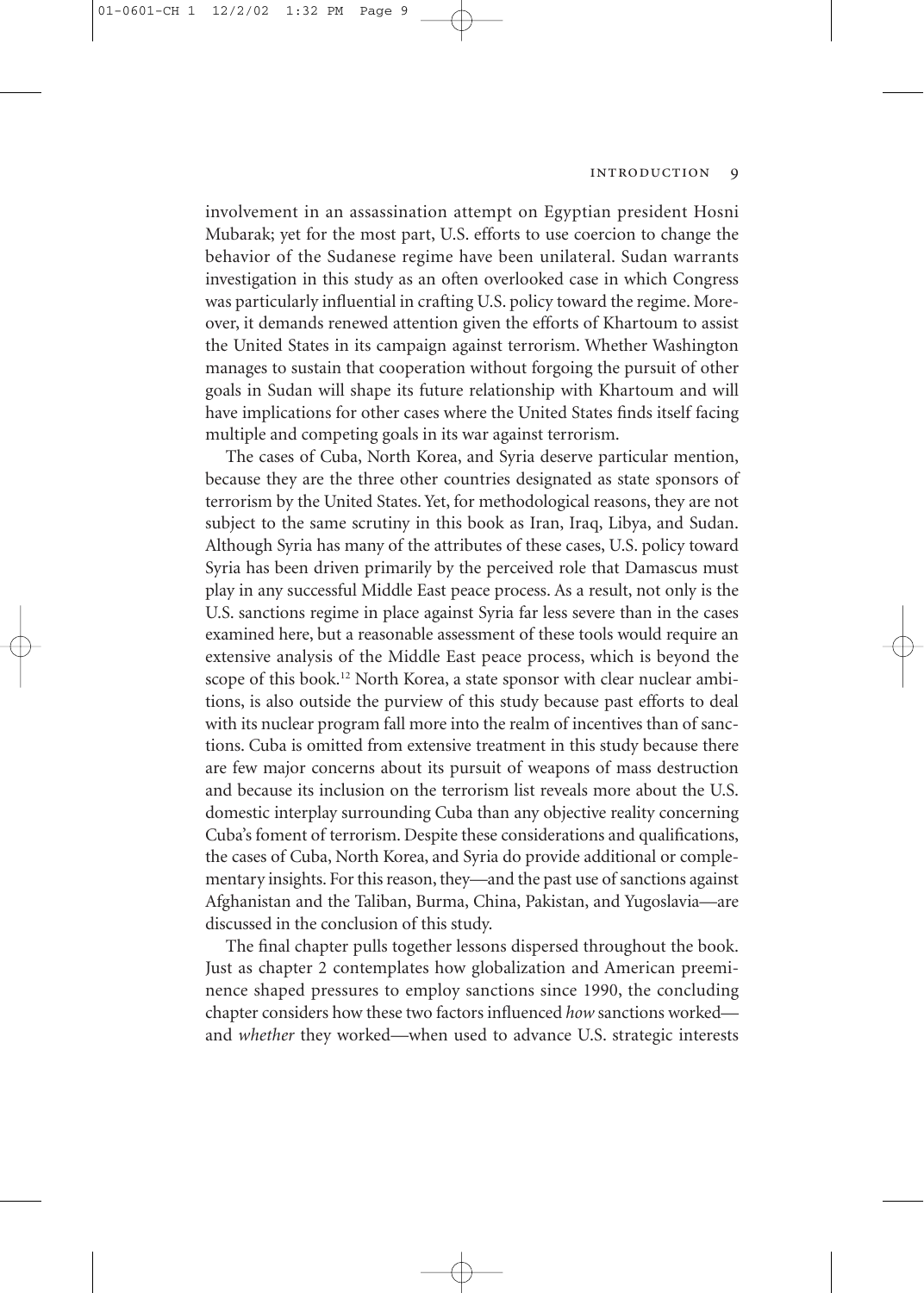involvement in an assassination attempt on Egyptian president Hosni Mubarak; yet for the most part, U.S. efforts to use coercion to change the behavior of the Sudanese regime have been unilateral. Sudan warrants investigation in this study as an often overlooked case in which Congress was particularly influential in crafting U.S. policy toward the regime. Moreover, it demands renewed attention given the efforts of Khartoum to assist the United States in its campaign against terrorism. Whether Washington manages to sustain that cooperation without forgoing the pursuit of other goals in Sudan will shape its future relationship with Khartoum and will have implications for other cases where the United States finds itself facing multiple and competing goals in its war against terrorism.

The cases of Cuba, North Korea, and Syria deserve particular mention, because they are the three other countries designated as state sponsors of terrorism by the United States. Yet, for methodological reasons, they are not subject to the same scrutiny in this book as Iran, Iraq, Libya, and Sudan. Although Syria has many of the attributes of these cases, U.S. policy toward Syria has been driven primarily by the perceived role that Damascus must play in any successful Middle East peace process. As a result, not only is the U.S. sanctions regime in place against Syria far less severe than in the cases examined here, but a reasonable assessment of these tools would require an extensive analysis of the Middle East peace process, which is beyond the scope of this book.[12] North Korea, a state sponsor with clear nuclear ambitions, is also outside the purview of this study because past efforts to deal with its nuclear program fall more into the realm of incentives than of sanctions. Cuba is omitted from extensive treatment in this study because there are few major concerns about its pursuit of weapons of mass destruction and because its inclusion on the terrorism list reveals more about the U.S. domestic interplay surrounding Cuba than any objective reality concerning Cuba's foment of terrorism. Despite these considerations and qualifications, the cases of Cuba, North Korea, and Syria do provide additional or complementary insights. For this reason, they—and the past use of sanctions against Afghanistan and the Taliban, Burma, China, Pakistan, and Yugoslavia—are discussed in the conclusion of this study.

The final chapter pulls together lessons dispersed throughout the book. Just as chapter 2 contemplates how globalization and American preeminence shaped pressures to employ sanctions since 1990, the concluding chapter considers how these two factors influenced *how* sanctions worked—and *whether* they worked—when used to advance U.S. strategic interests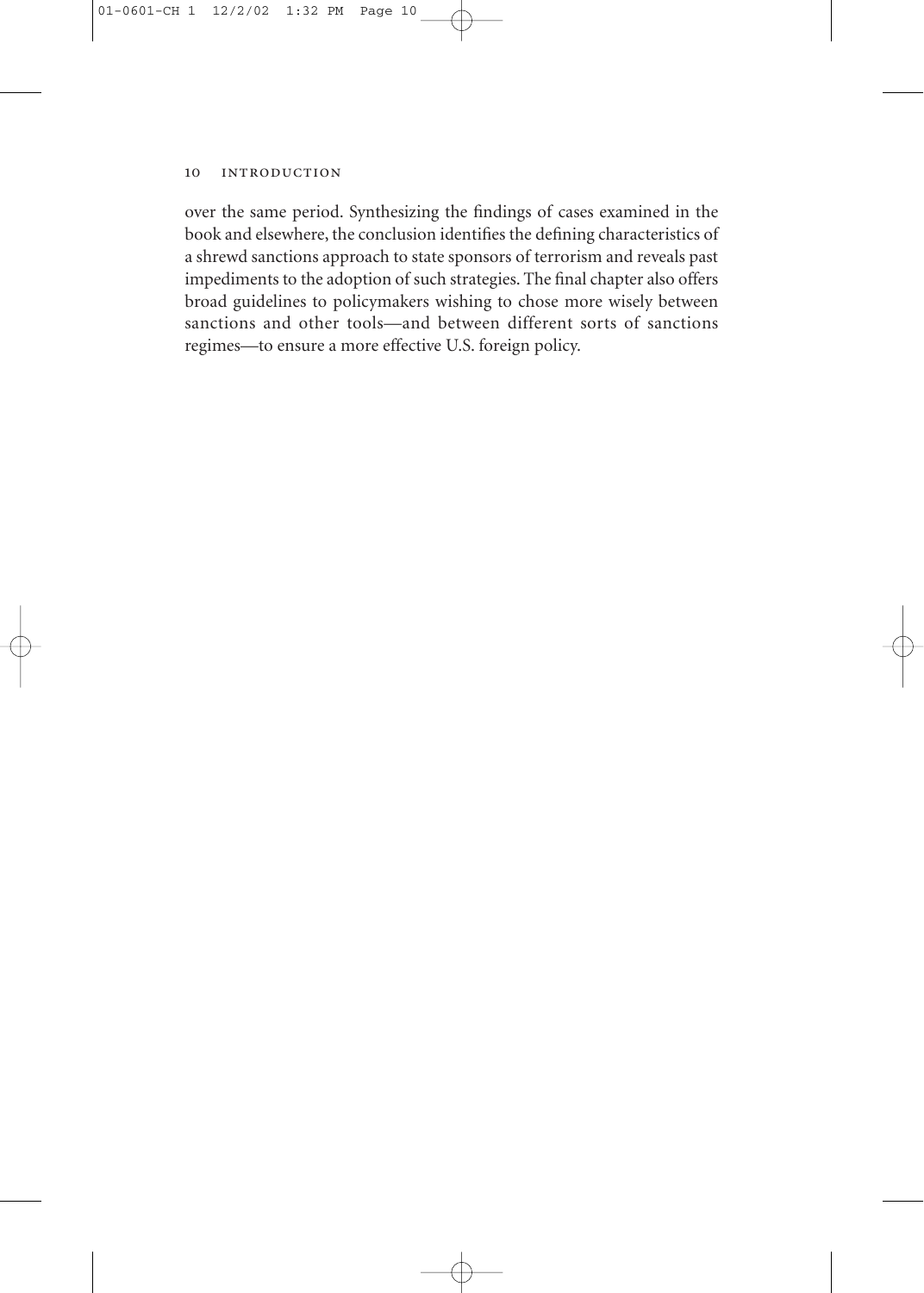over the same period. Synthesizing the findings of cases examined in the book and elsewhere, the conclusion identifies the defining characteristics of a shrewd sanctions approach to state sponsors of terrorism and reveals past impediments to the adoption of such strategies. The final chapter also offers broad guidelines to policymakers wishing to chose more wisely between sanctions and other tools—and between different sorts of sanctions regimes—to ensure a more effective U.S. foreign policy.